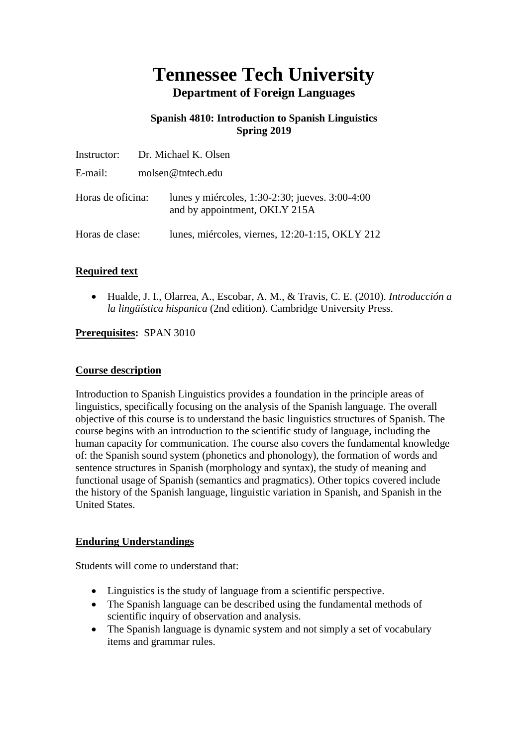# Tennessee Tech University

## Department of Foreign Languages

### Spanish 4810: Introduction to Spanish Linguistics
### Spring 2019

Instructor: Dr. Michael K. Olsen

E-mail: molsen@tntech.edu

Horas de oficina: lunes y miércoles, 1:30-2:30; jueves. 3:00-4:00 and by appointment, OKLY 215A

Horas de clase: lunes, miércoles, viernes, 12:20-1:15, OKLY 212

**Required text**

- Hualde, J. I., Olarrea, A., Escobar, A. M., & Travis, C. E. (2010). *Introducción a la lingüística hispanica* (2nd edition). Cambridge University Press.

**Prerequisites:** SPAN 3010

**Course description**

Introduction to Spanish Linguistics provides a foundation in the principle areas of linguistics, specifically focusing on the analysis of the Spanish language. The overall objective of this course is to understand the basic linguistics structures of Spanish. The course begins with an introduction to the scientific study of language, including the human capacity for communication. The course also covers the fundamental knowledge of: the Spanish sound system (phonetics and phonology), the formation of words and sentence structures in Spanish (morphology and syntax), the study of meaning and functional usage of Spanish (semantics and pragmatics). Other topics covered include the history of the Spanish language, linguistic variation in Spanish, and Spanish in the United States.

**Enduring Understandings**

Students will come to understand that:

- Linguistics is the study of language from a scientific perspective.
- The Spanish language can be described using the fundamental methods of scientific inquiry of observation and analysis.
- The Spanish language is dynamic system and not simply a set of vocabulary items and grammar rules.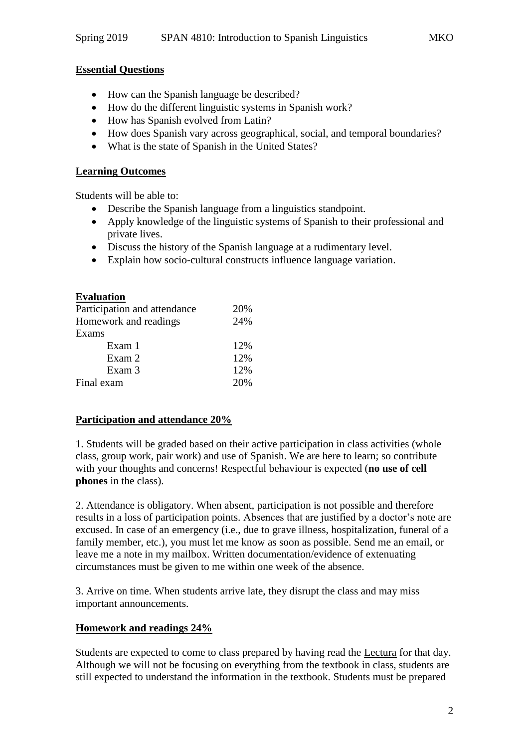## Essential Questions

- How can the Spanish language be described?
- How do the different linguistic systems in Spanish work?
- How has Spanish evolved from Latin?
- How does Spanish vary across geographical, social, and temporal boundaries?
- What is the state of Spanish in the United States?

## Learning Outcomes

Students will be able to:

- Describe the Spanish language from a linguistics standpoint.
- Apply knowledge of the linguistic systems of Spanish to their professional and private lives.
- Discuss the history of the Spanish language at a rudimentary level.
- Explain how socio-cultural constructs influence language variation.

## Evaluation

| | |
|---|---|
| Participation and attendance | 20% |
| Homework and readings | 24% |
| Exams | |
| Exam 1 | 12% |
| Exam 2 | 12% |
| Exam 3 | 12% |
| Final exam | 20% |

## Participation and attendance 20%

1. Students will be graded based on their active participation in class activities (whole class, group work, pair work) and use of Spanish. We are here to learn; so contribute with your thoughts and concerns! Respectful behaviour is expected (**no use of cell phones** in the class).

2. Attendance is obligatory. When absent, participation is not possible and therefore results in a loss of participation points. Absences that are justified by a doctor's note are excused. In case of an emergency (i.e., due to grave illness, hospitalization, funeral of a family member, etc.), you must let me know as soon as possible. Send me an email, or leave me a note in my mailbox. Written documentation/evidence of extenuating circumstances must be given to me within one week of the absence.

3. Arrive on time. When students arrive late, they disrupt the class and may miss important announcements.

## Homework and readings 24%

Students are expected to come to class prepared by having read the Lectura for that day. Although we will not be focusing on everything from the textbook in class, students are still expected to understand the information in the textbook. Students must be prepared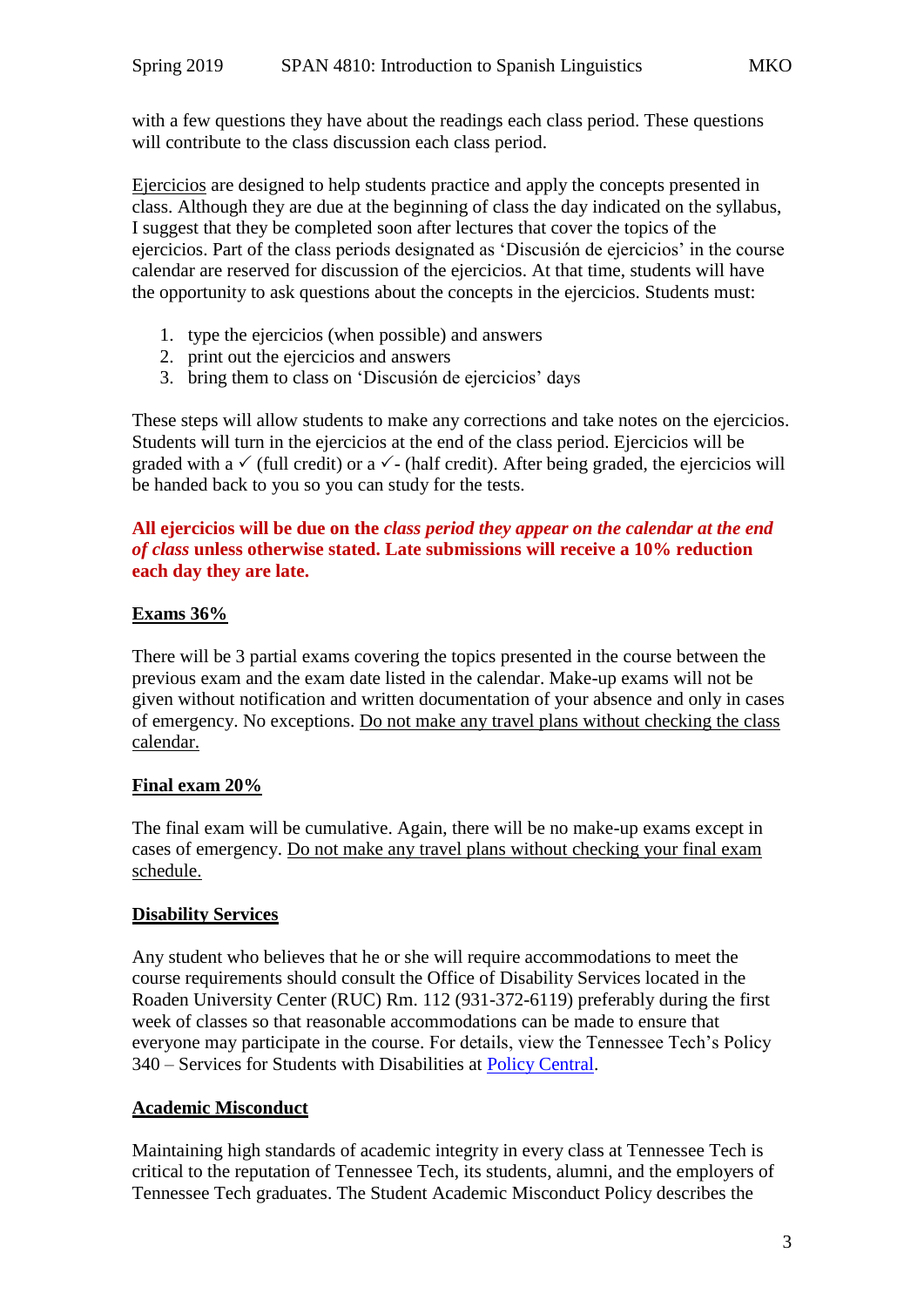with a few questions they have about the readings each class period. These questions will contribute to the class discussion each class period.

Ejercicios are designed to help students practice and apply the concepts presented in class. Although they are due at the beginning of class the day indicated on the syllabus, I suggest that they be completed soon after lectures that cover the topics of the ejercicios. Part of the class periods designated as 'Discusión de ejercicios' in the course calendar are reserved for discussion of the ejercicios. At that time, students will have the opportunity to ask questions about the concepts in the ejercicios. Students must:

1. type the ejercicios (when possible) and answers
2. print out the ejercicios and answers
3. bring them to class on 'Discusión de ejercicios' days

These steps will allow students to make any corrections and take notes on the ejercicios. Students will turn in the ejercicios at the end of the class period. Ejercicios will be graded with a ✓ (full credit) or a ✓- (half credit). After being graded, the ejercicios will be handed back to you so you can study for the tests.

**All ejercicios will be due on the *class period they appear on the calendar at the end of class* unless otherwise stated. Late submissions will receive a 10% reduction each day they are late.**

**Exams 36%**

There will be 3 partial exams covering the topics presented in the course between the previous exam and the exam date listed in the calendar. Make-up exams will not be given without notification and written documentation of your absence and only in cases of emergency. No exceptions. Do not make any travel plans without checking the class calendar.

**Final exam 20%**

The final exam will be cumulative. Again, there will be no make-up exams except in cases of emergency. Do not make any travel plans without checking your final exam schedule.

**Disability Services**

Any student who believes that he or she will require accommodations to meet the course requirements should consult the Office of Disability Services located in the Roaden University Center (RUC) Rm. 112 (931-372-6119) preferably during the first week of classes so that reasonable accommodations can be made to ensure that everyone may participate in the course. For details, view the Tennessee Tech's Policy 340 – Services for Students with Disabilities at Policy Central.

**Academic Misconduct**

Maintaining high standards of academic integrity in every class at Tennessee Tech is critical to the reputation of Tennessee Tech, its students, alumni, and the employers of Tennessee Tech graduates. The Student Academic Misconduct Policy describes the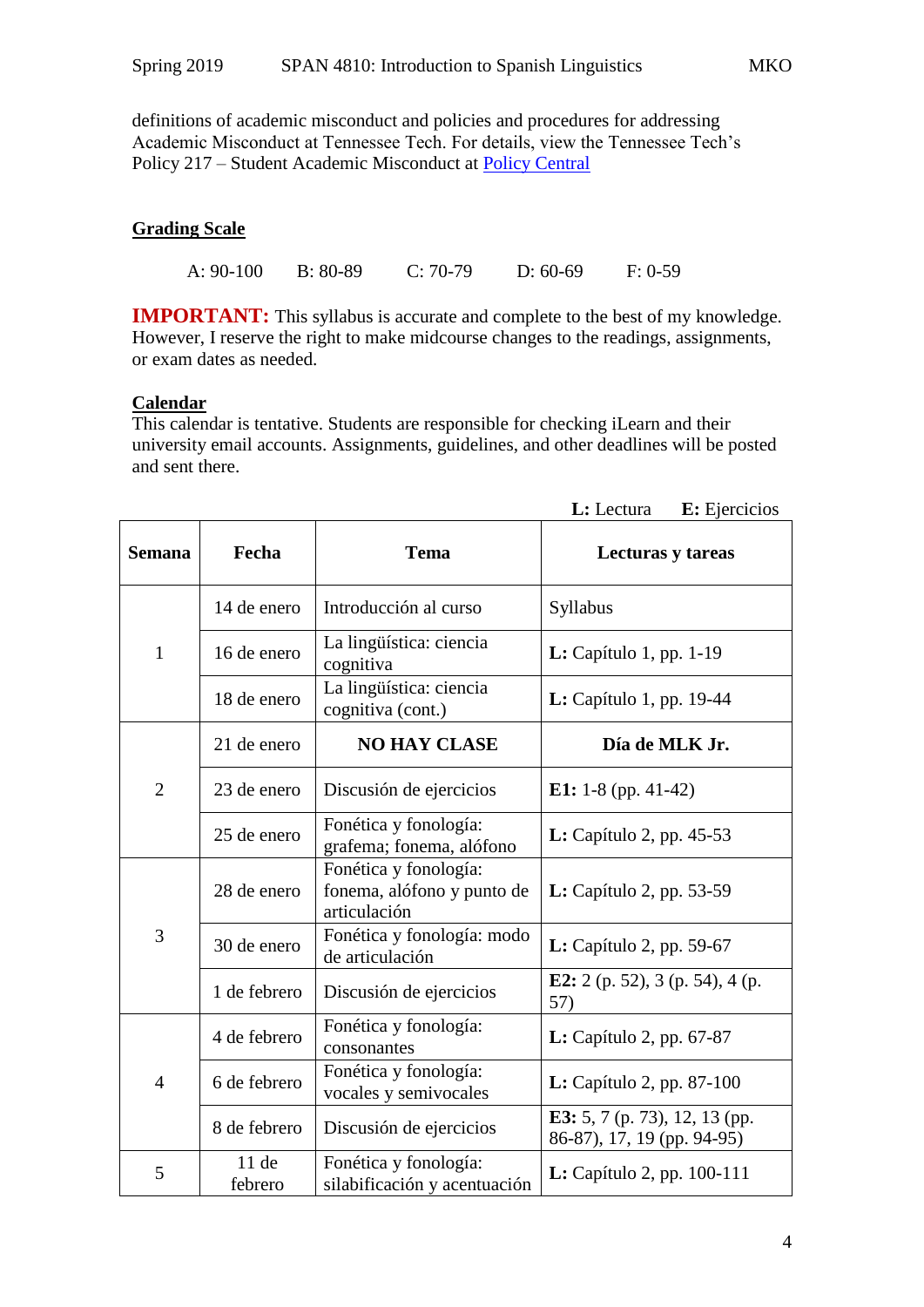definitions of academic misconduct and policies and procedures for addressing Academic Misconduct at Tennessee Tech. For details, view the Tennessee Tech's Policy 217 – Student Academic Misconduct at [Policy Central](#)

## Grading Scale

A: 90-100 B: 80-89 C: 70-79 D: 60-69 F: 0-59

**IMPORTANT:** This syllabus is accurate and complete to the best of my knowledge. However, I reserve the right to make midcourse changes to the readings, assignments, or exam dates as needed.

## Calendar

This calendar is tentative. Students are responsible for checking iLearn and their university email accounts. Assignments, guidelines, and other deadlines will be posted and sent there.

**L:** Lectura **E:** Ejercicios

| Semana | Fecha | Tema | Lecturas y tareas |
|---|---|---|---|
| 1 | 14 de enero | Introducción al curso | Syllabus |
| | 16 de enero | La lingüística: ciencia cognitiva | **L:** Capítulo 1, pp. 1-19 |
| | 18 de enero | La lingüística: ciencia cognitiva (cont.) | **L:** Capítulo 1, pp. 19-44 |
| 2 | 21 de enero | **NO HAY CLASE** | **Día de MLK Jr.** |
| | 23 de enero | Discusión de ejercicios | **E1:** 1-8 (pp. 41-42) |
| | 25 de enero | Fonética y fonología: grafema; fonema, alófono | **L:** Capítulo 2, pp. 45-53 |
| 3 | 28 de enero | Fonética y fonología: fonema, alófono y punto de articulación | **L:** Capítulo 2, pp. 53-59 |
| | 30 de enero | Fonética y fonología: modo de articulación | **L:** Capítulo 2, pp. 59-67 |
| | 1 de febrero | Discusión de ejercicios | **E2:** 2 (p. 52), 3 (p. 54), 4 (p. 57) |
| 4 | 4 de febrero | Fonética y fonología: consonantes | **L:** Capítulo 2, pp. 67-87 |
| | 6 de febrero | Fonética y fonología: vocales y semivocales | **L:** Capítulo 2, pp. 87-100 |
| | 8 de febrero | Discusión de ejercicios | **E3:** 5, 7 (p. 73), 12, 13 (pp. 86-87), 17, 19 (pp. 94-95) |
| 5 | 11 de febrero | Fonética y fonología: silabificación y acentuación | **L:** Capítulo 2, pp. 100-111 |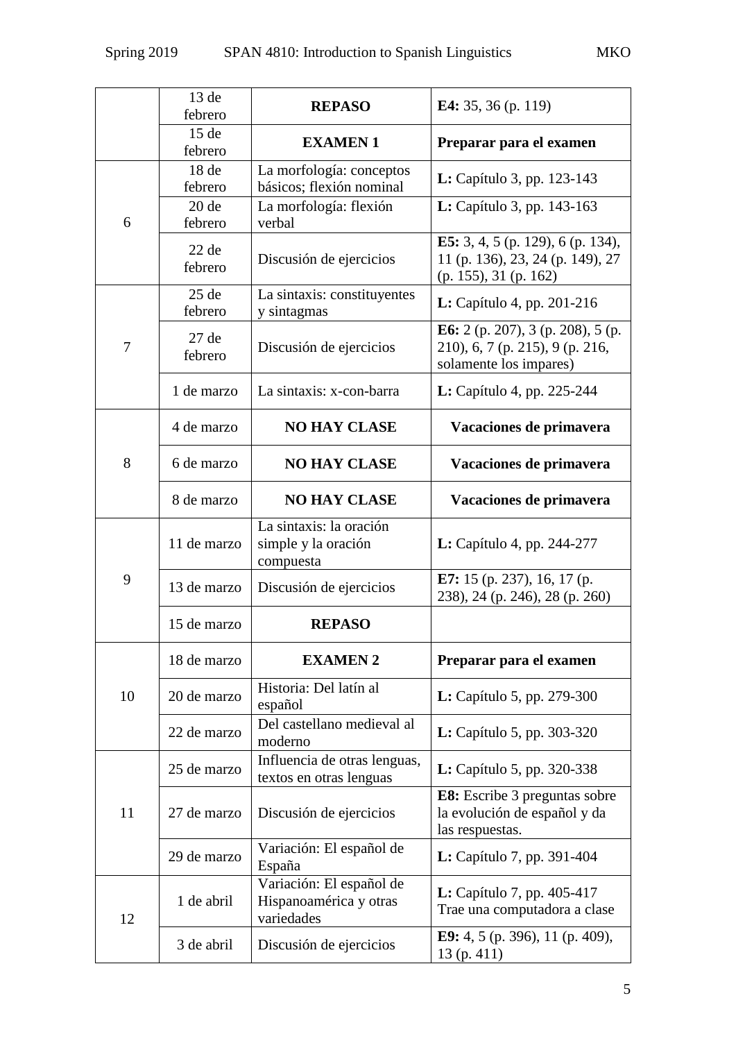| | | | |
|---|---|---|---|
| | 13 de febrero | **REPASO** | **E4:** 35, 36 (p. 119) |
| | 15 de febrero | **EXAMEN 1** | **Preparar para el examen** |
| 6 | 18 de febrero | La morfología: conceptos básicos; flexión nominal | **L:** Capítulo 3, pp. 123-143 |
| | 20 de febrero | La morfología: flexión verbal | **L:** Capítulo 3, pp. 143-163 |
| | 22 de febrero | Discusión de ejercicios | **E5:** 3, 4, 5 (p. 129), 6 (p. 134), 11 (p. 136), 23, 24 (p. 149), 27 (p. 155), 31 (p. 162) |
| 7 | 25 de febrero | La sintaxis: constituyentes y sintagmas | **L:** Capítulo 4, pp. 201-216 |
| | 27 de febrero | Discusión de ejercicios | **E6:** 2 (p. 207), 3 (p. 208), 5 (p. 210), 6, 7 (p. 215), 9 (p. 216, solamente los impares) |
| | 1 de marzo | La sintaxis: x-con-barra | **L:** Capítulo 4, pp. 225-244 |
| 8 | 4 de marzo | **NO HAY CLASE** | **Vacaciones de primavera** |
| | 6 de marzo | **NO HAY CLASE** | **Vacaciones de primavera** |
| | 8 de marzo | **NO HAY CLASE** | **Vacaciones de primavera** |
| 9 | 11 de marzo | La sintaxis: la oración simple y la oración compuesta | **L:** Capítulo 4, pp. 244-277 |
| | 13 de marzo | Discusión de ejercicios | **E7:** 15 (p. 237), 16, 17 (p. 238), 24 (p. 246), 28 (p. 260) |
| | 15 de marzo | **REPASO** | |
| 10 | 18 de marzo | **EXAMEN 2** | **Preparar para el examen** |
| | 20 de marzo | Historia: Del latín al español | **L:** Capítulo 5, pp. 279-300 |
| | 22 de marzo | Del castellano medieval al moderno | **L:** Capítulo 5, pp. 303-320 |
| 11 | 25 de marzo | Influencia de otras lenguas, textos en otras lenguas | **L:** Capítulo 5, pp. 320-338 |
| | 27 de marzo | Discusión de ejercicios | **E8:** Escribe 3 preguntas sobre la evolución de español y da las respuestas. |
| | 29 de marzo | Variación: El español de España | **L:** Capítulo 7, pp. 391-404 |
| 12 | 1 de abril | Variación: El español de Hispanoamérica y otras variedades | **L:** Capítulo 7, pp. 405-417 Trae una computadora a clase |
| | 3 de abril | Discusión de ejercicios | **E9:** 4, 5 (p. 396), 11 (p. 409), 13 (p. 411) |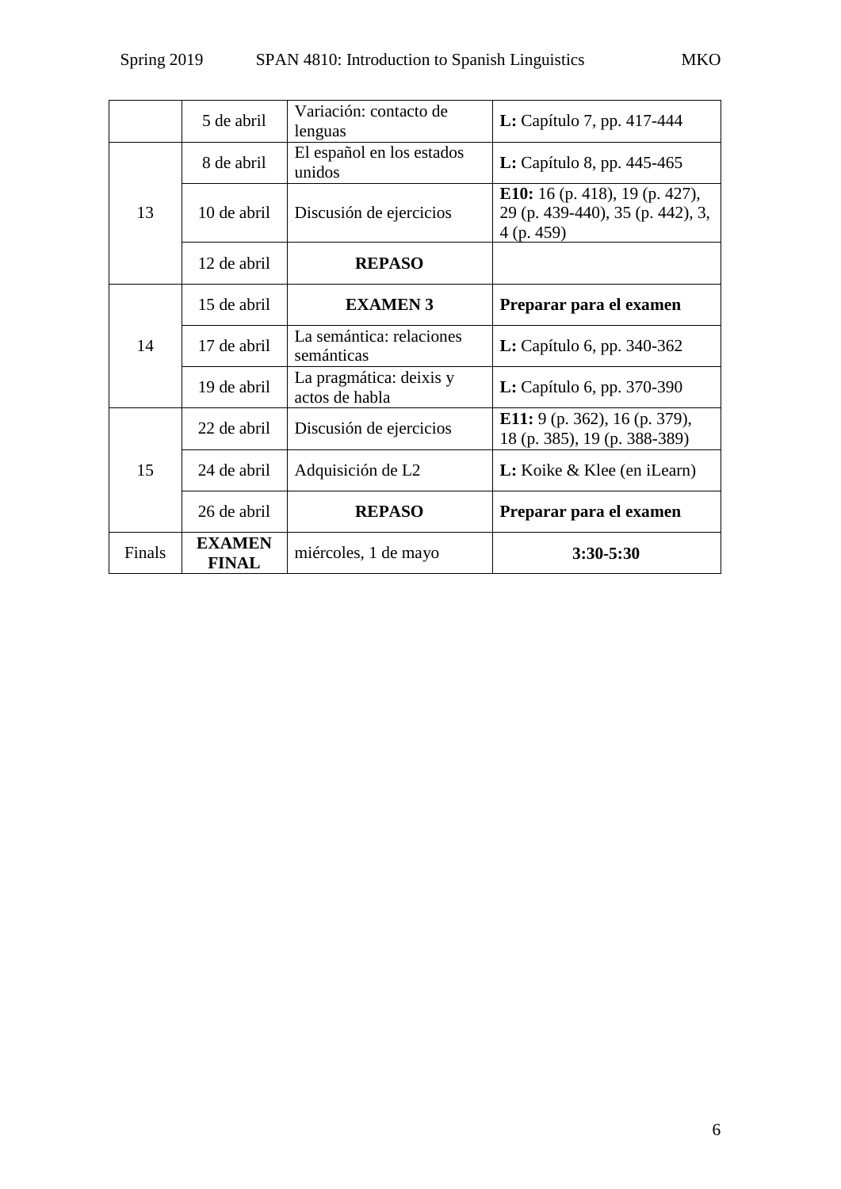| | | | |
|---|---|---|---|
| | 5 de abril | Variación: contacto de lenguas | **L:** Capítulo 7, pp. 417-444 |
| 13 | 8 de abril | El español en los estados unidos | **L:** Capítulo 8, pp. 445-465 |
| | 10 de abril | Discusión de ejercicios | **E10:** 16 (p. 418), 19 (p. 427), 29 (p. 439-440), 35 (p. 442), 3, 4 (p. 459) |
| | 12 de abril | **REPASO** | |
| 14 | 15 de abril | **EXAMEN 3** | **Preparar para el examen** |
| | 17 de abril | La semántica: relaciones semánticas | **L:** Capítulo 6, pp. 340-362 |
| | 19 de abril | La pragmática: deixis y actos de habla | **L:** Capítulo 6, pp. 370-390 |
| 15 | 22 de abril | Discusión de ejercicios | **E11:** 9 (p. 362), 16 (p. 379), 18 (p. 385), 19 (p. 388-389) |
| | 24 de abril | Adquisición de L2 | **L:** Koike & Klee (en iLearn) |
| | 26 de abril | **REPASO** | **Preparar para el examen** |
| Finals | **EXAMEN FINAL** | miércoles, 1 de mayo | **3:30-5:30** |